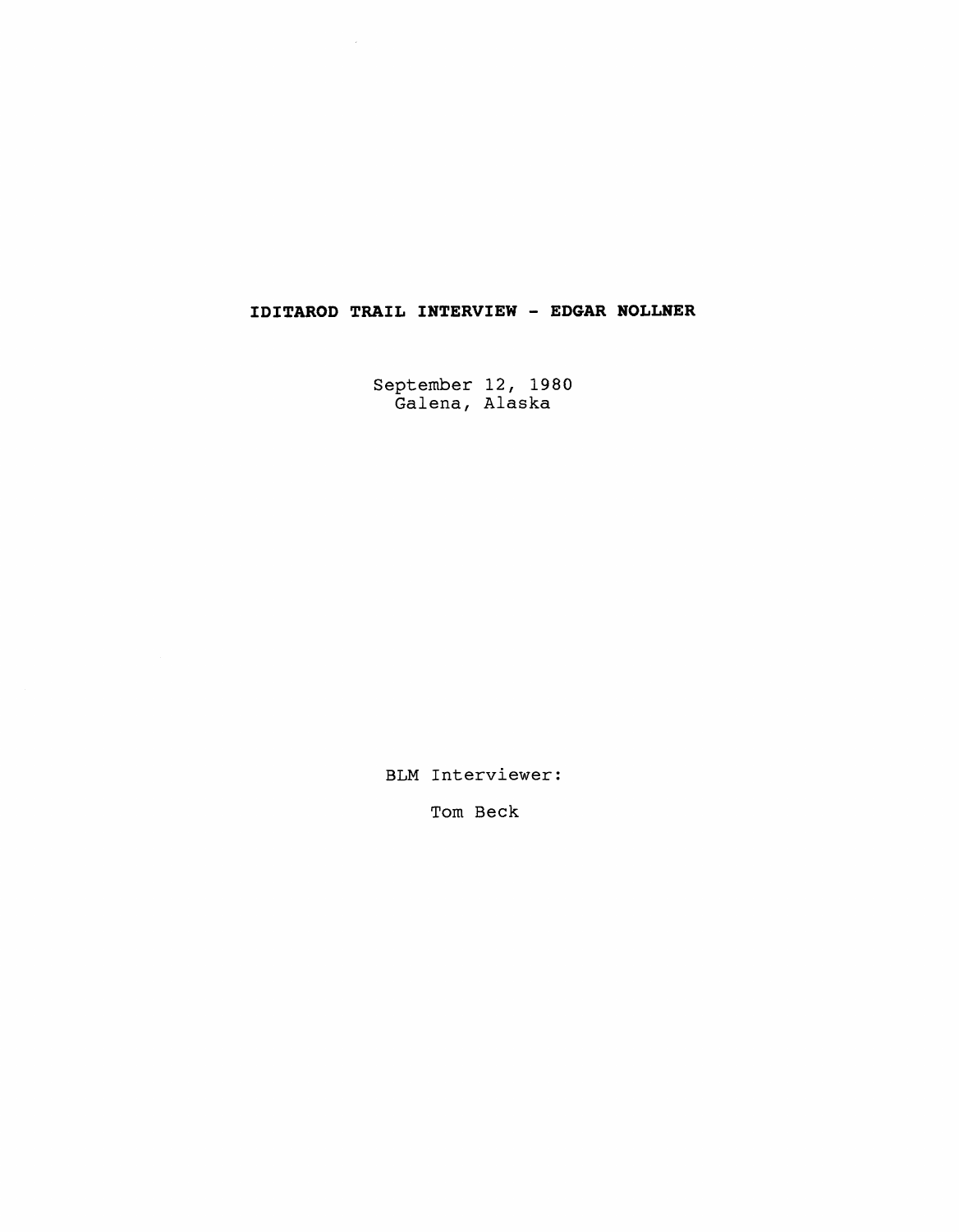# IDITAROD TRAIL INTERVIEW - EDGAR NOLLNER

September 12, 1980
Galena, Alaska

BLM Interviewer:

Tom Beck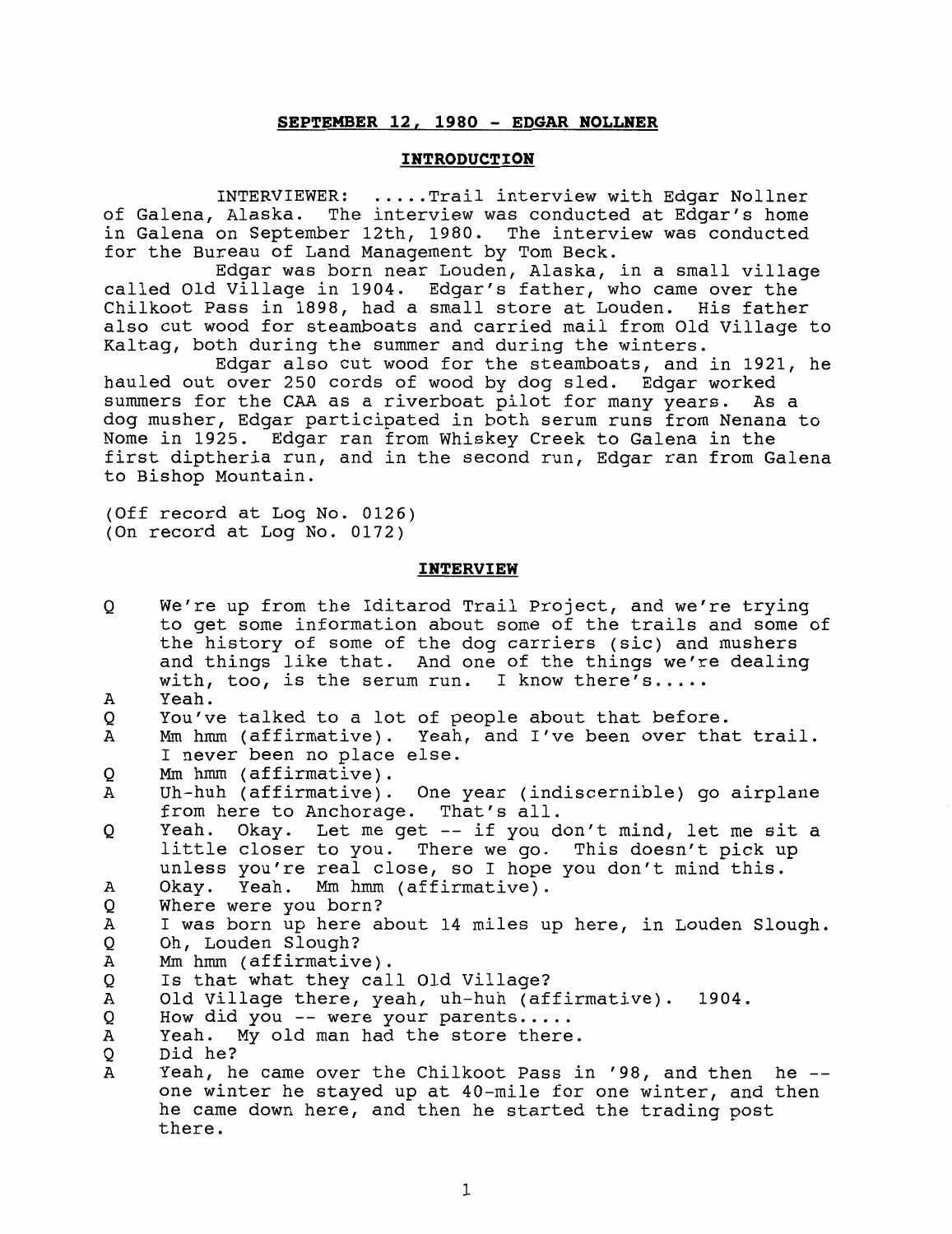**SEPTEMBER 12, 1980 - EDGAR NOLLNER**

**INTRODUCTION**

INTERVIEWER: .....Trail interview with Edgar Nollner of Galena, Alaska. The interview was conducted at Edgar's home in Galena on September 12th, 1980. The interview was conducted for the Bureau of Land Management by Tom Beck.

Edgar was born near Louden, Alaska, in a small village called Old Village in 1904. Edgar's father, who came over the Chilkoot Pass in 1898, had a small store at Louden. His father also cut wood for steamboats and carried mail from Old Village to Kaltag, both during the summer and during the winters.

Edgar also cut wood for the steamboats, and in 1921, he hauled out over 250 cords of wood by dog sled. Edgar worked summers for the CAA as a riverboat pilot for many years. As a dog musher, Edgar participated in both serum runs from Nenana to Nome in 1925. Edgar ran from Whiskey Creek to Galena in the first diptheria run, and in the second run, Edgar ran from Galena to Bishop Mountain.

(Off record at Log No. 0126)
(On record at Log No. 0172)

**INTERVIEW**

Q We're up from the Iditarod Trail Project, and we're trying to get some information about some of the trails and some of the history of some of the dog carriers (sic) and mushers and things like that. And one of the things we're dealing with, too, is the serum run. I know there's.....

A Yeah.

Q You've talked to a lot of people about that before.

A Mm hmm (affirmative). Yeah, and I've been over that trail. I never been no place else.

Q Mm hmm (affirmative).

A Uh-huh (affirmative). One year (indiscernible) go airplane from here to Anchorage. That's all.

Q Yeah. Okay. Let me get -- if you don't mind, let me sit a little closer to you. There we go. This doesn't pick up unless you're real close, so I hope you don't mind this.

A Okay. Yeah. Mm hmm (affirmative).

Q Where were you born?

A I was born up here about 14 miles up here, in Louden Slough.

Q Oh, Louden Slough?

A Mm hmm (affirmative).

Q Is that what they call Old Village?

A Old Village there, yeah, uh-huh (affirmative). 1904.

Q How did you -- were your parents.....

A Yeah. My old man had the store there.

Q Did he?

A Yeah, he came over the Chilkoot Pass in '98, and then he -- one winter he stayed up at 40-mile for one winter, and then he came down here, and then he started the trading post there.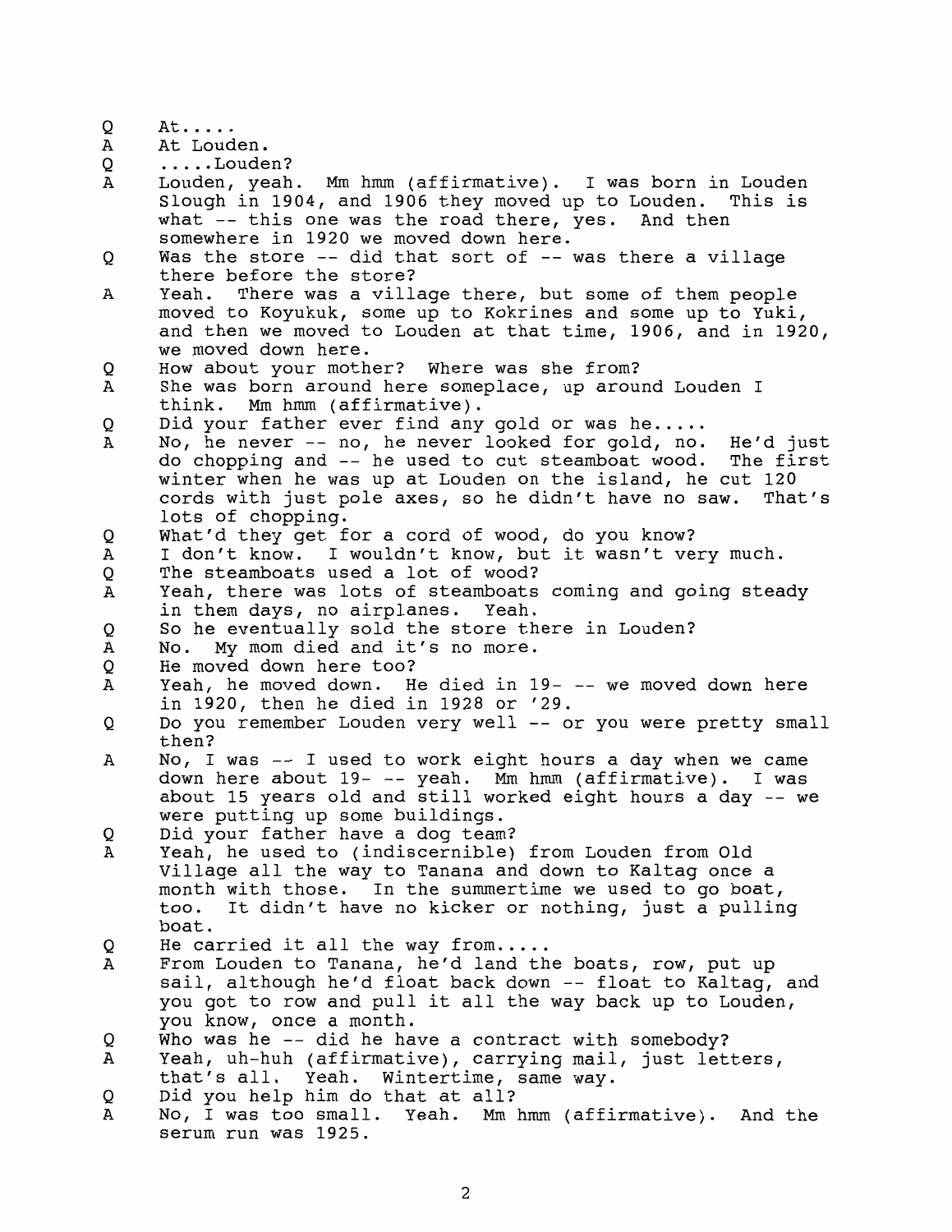Q At.....

A At Louden.

Q .....Louden?

A Louden, yeah. Mm hmm (affirmative). I was born in Louden Slough in 1904, and 1906 they moved up to Louden. This is what -- this one was the road there, yes. And then somewhere in 1920 we moved down here.

Q Was the store -- did that sort of -- was there a village there before the store?

A Yeah. There was a village there, but some of them people moved to Koyukuk, some up to Kokrines and some up to Yuki, and then we moved to Louden at that time, 1906, and in 1920, we moved down here.

Q How about your mother? Where was she from?

A She was born around here someplace, up around Louden I think. Mm hmm (affirmative).

Q Did your father ever find any gold or was he.....

A No, he never -- no, he never looked for gold, no. He'd just do chopping and -- he used to cut steamboat wood. The first winter when he was up at Louden on the island, he cut 120 cords with just pole axes, so he didn't have no saw. That's lots of chopping.

Q What'd they get for a cord of wood, do you know?

A I don't know. I wouldn't know, but it wasn't very much.

Q The steamboats used a lot of wood?

A Yeah, there was lots of steamboats coming and going steady in them days, no airplanes. Yeah.

Q So he eventually sold the store there in Louden?

A No. My mom died and it's no more.

Q He moved down here too?

A Yeah, he moved down. He died in 19- -- we moved down here in 1920, then he died in 1928 or '29.

Q Do you remember Louden very well -- or you were pretty small then?

A No, I was -- I used to work eight hours a day when we came down here about 19- -- yeah. Mm hmm (affirmative). I was about 15 years old and still worked eight hours a day -- we were putting up some buildings.

Q Did your father have a dog team?

A Yeah, he used to (indiscernible) from Louden from Old Village all the way to Tanana and down to Kaltag once a month with those. In the summertime we used to go boat, too. It didn't have no kicker or nothing, just a pulling boat.

Q He carried it all the way from.....

A From Louden to Tanana, he'd land the boats, row, put up sail, although he'd float back down -- float to Kaltag, and you got to row and pull it all the way back up to Louden, you know, once a month.

Q Who was he -- did he have a contract with somebody?

A Yeah, uh-huh (affirmative), carrying mail, just letters, that's all. Yeah. Wintertime, same way.

Q Did you help him do that at all?

A No, I was too small. Yeah. Mm hmm (affirmative). And the serum run was 1925.